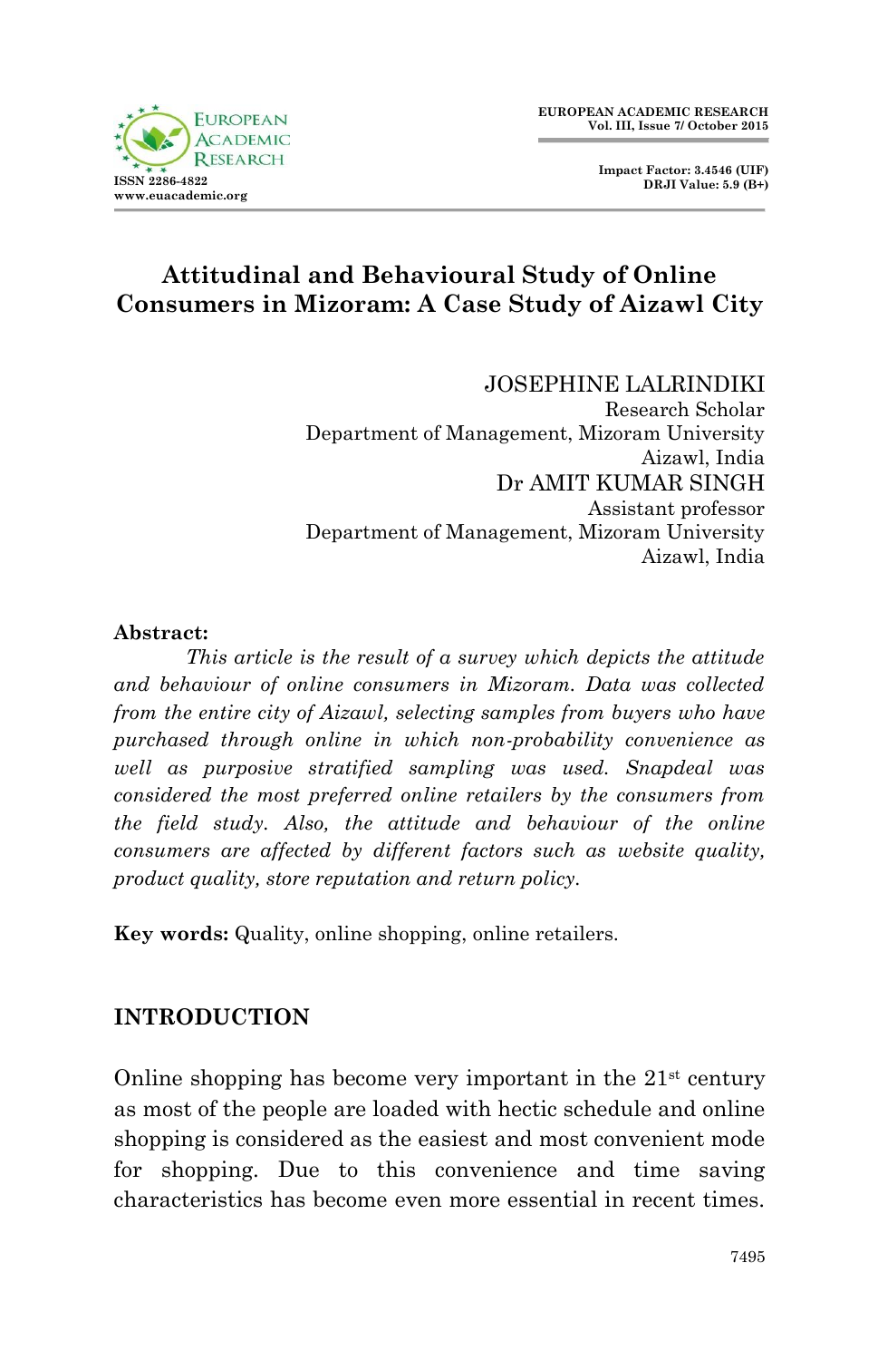# Attitudinal and Behavioural Study of Online Consumers in Mizoram: A Case Study of Aizawl City

JOSEPHINE LALRINDIKI
Research Scholar
Department of Management, Mizoram University
Aizawl, India

Dr AMIT KUMAR SINGH
Assistant professor
Department of Management, Mizoram University
Aizawl, India

**Abstract:**

*This article is the result of a survey which depicts the attitude and behaviour of online consumers in Mizoram. Data was collected from the entire city of Aizawl, selecting samples from buyers who have purchased through online in which non-probability convenience as well as purposive stratified sampling was used. Snapdeal was considered the most preferred online retailers by the consumers from the field study. Also, the attitude and behaviour of the online consumers are affected by different factors such as website quality, product quality, store reputation and return policy.*

**Key words:** Quality, online shopping, online retailers.

## INTRODUCTION

Online shopping has become very important in the 21st century as most of the people are loaded with hectic schedule and online shopping is considered as the easiest and most convenient mode for shopping. Due to this convenience and time saving characteristics has become even more essential in recent times.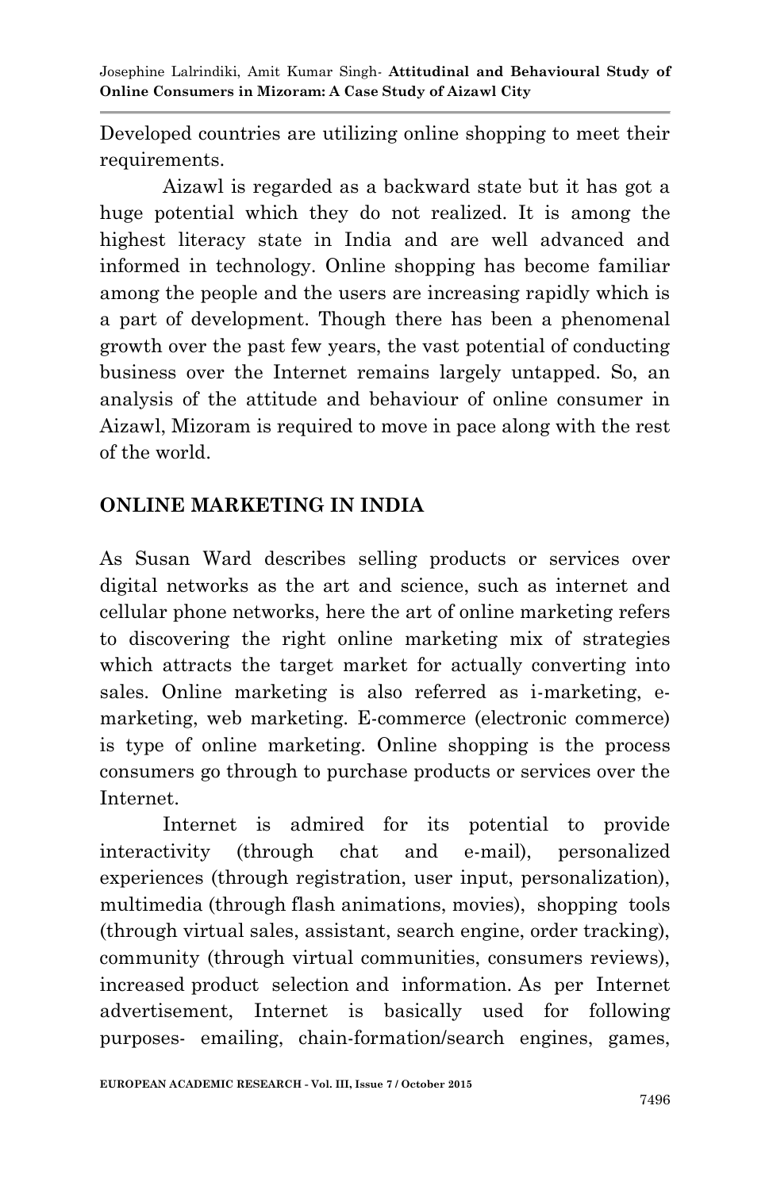Developed countries are utilizing online shopping to meet their requirements.

Aizawl is regarded as a backward state but it has got a huge potential which they do not realized. It is among the highest literacy state in India and are well advanced and informed in technology. Online shopping has become familiar among the people and the users are increasing rapidly which is a part of development. Though there has been a phenomenal growth over the past few years, the vast potential of conducting business over the Internet remains largely untapped. So, an analysis of the attitude and behaviour of online consumer in Aizawl, Mizoram is required to move in pace along with the rest of the world.

## ONLINE MARKETING IN INDIA

As Susan Ward describes selling products or services over digital networks as the art and science, such as internet and cellular phone networks, here the art of online marketing refers to discovering the right online marketing mix of strategies which attracts the target market for actually converting into sales. Online marketing is also referred as i-marketing, e-marketing, web marketing. E-commerce (electronic commerce) is type of online marketing. Online shopping is the process consumers go through to purchase products or services over the Internet.

Internet is admired for its potential to provide interactivity (through chat and e-mail), personalized experiences (through registration, user input, personalization), multimedia (through flash animations, movies), shopping tools (through virtual sales, assistant, search engine, order tracking), community (through virtual communities, consumers reviews), increased product selection and information. As per Internet advertisement, Internet is basically used for following purposes- emailing, chain-formation/search engines, games,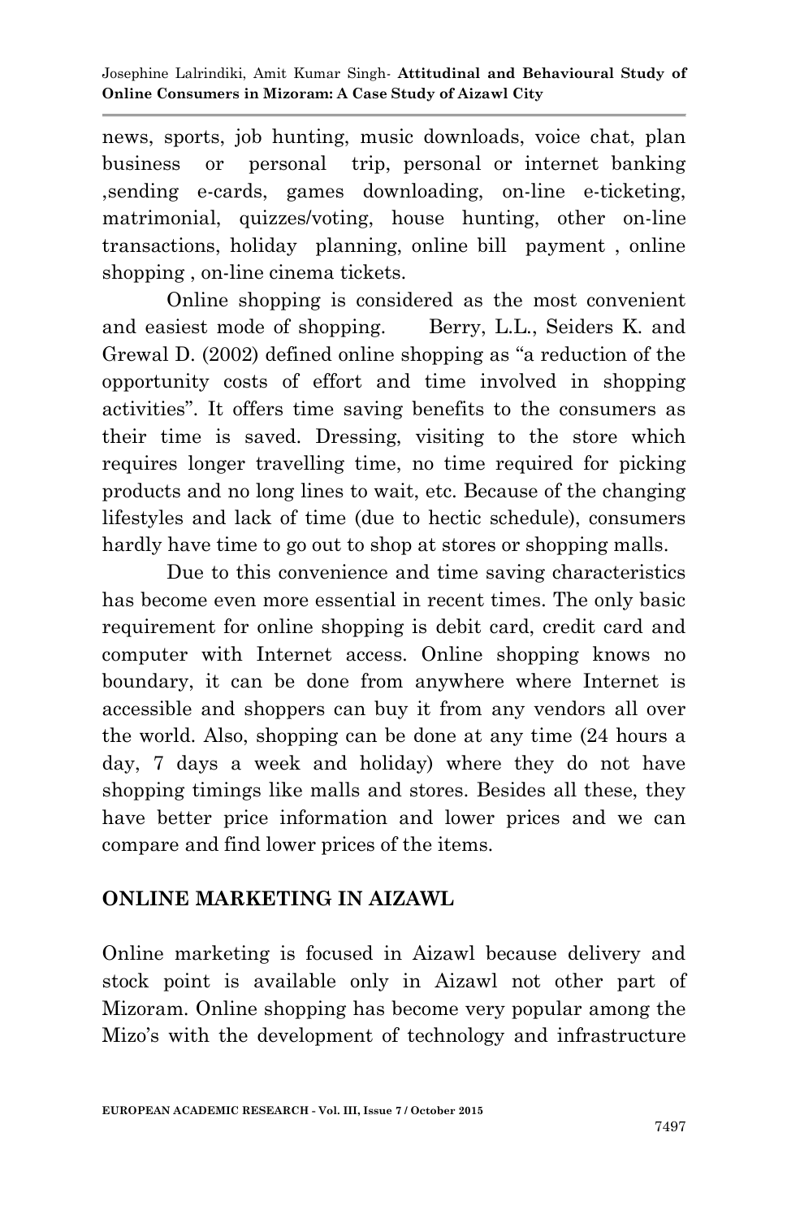news, sports, job hunting, music downloads, voice chat, plan business or personal trip, personal or internet banking ,sending e-cards, games downloading, on-line e-ticketing, matrimonial, quizzes/voting, house hunting, other on-line transactions, holiday planning, online bill payment , online shopping , on-line cinema tickets.

Online shopping is considered as the most convenient and easiest mode of shopping. Berry, L.L., Seiders K. and Grewal D. (2002) defined online shopping as "a reduction of the opportunity costs of effort and time involved in shopping activities". It offers time saving benefits to the consumers as their time is saved. Dressing, visiting to the store which requires longer travelling time, no time required for picking products and no long lines to wait, etc. Because of the changing lifestyles and lack of time (due to hectic schedule), consumers hardly have time to go out to shop at stores or shopping malls.

Due to this convenience and time saving characteristics has become even more essential in recent times. The only basic requirement for online shopping is debit card, credit card and computer with Internet access. Online shopping knows no boundary, it can be done from anywhere where Internet is accessible and shoppers can buy it from any vendors all over the world. Also, shopping can be done at any time (24 hours a day, 7 days a week and holiday) where they do not have shopping timings like malls and stores. Besides all these, they have better price information and lower prices and we can compare and find lower prices of the items.

## ONLINE MARKETING IN AIZAWL

Online marketing is focused in Aizawl because delivery and stock point is available only in Aizawl not other part of Mizoram. Online shopping has become very popular among the Mizo's with the development of technology and infrastructure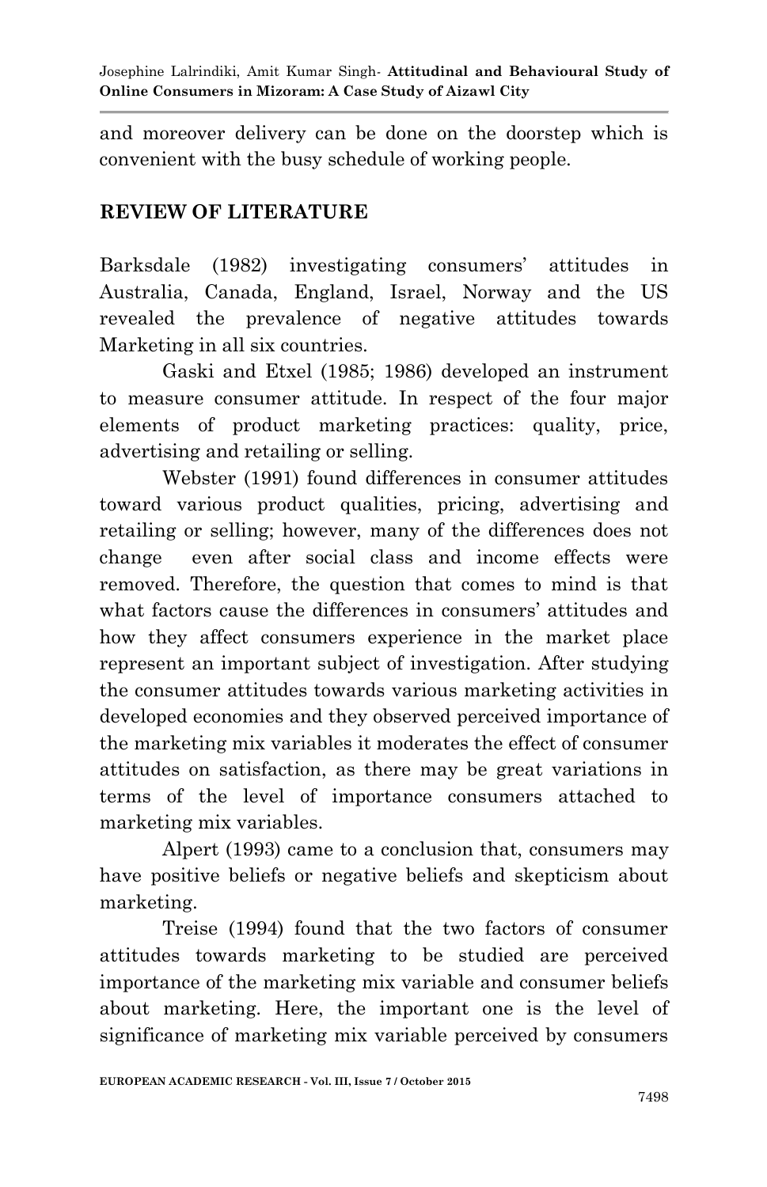and moreover delivery can be done on the doorstep which is convenient with the busy schedule of working people.

## REVIEW OF LITERATURE

Barksdale (1982) investigating consumers' attitudes in Australia, Canada, England, Israel, Norway and the US revealed the prevalence of negative attitudes towards Marketing in all six countries.

Gaski and Etxel (1985; 1986) developed an instrument to measure consumer attitude. In respect of the four major elements of product marketing practices: quality, price, advertising and retailing or selling.

Webster (1991) found differences in consumer attitudes toward various product qualities, pricing, advertising and retailing or selling; however, many of the differences does not change even after social class and income effects were removed. Therefore, the question that comes to mind is that what factors cause the differences in consumers' attitudes and how they affect consumers experience in the market place represent an important subject of investigation. After studying the consumer attitudes towards various marketing activities in developed economies and they observed perceived importance of the marketing mix variables it moderates the effect of consumer attitudes on satisfaction, as there may be great variations in terms of the level of importance consumers attached to marketing mix variables.

Alpert (1993) came to a conclusion that, consumers may have positive beliefs or negative beliefs and skepticism about marketing.

Treise (1994) found that the two factors of consumer attitudes towards marketing to be studied are perceived importance of the marketing mix variable and consumer beliefs about marketing. Here, the important one is the level of significance of marketing mix variable perceived by consumers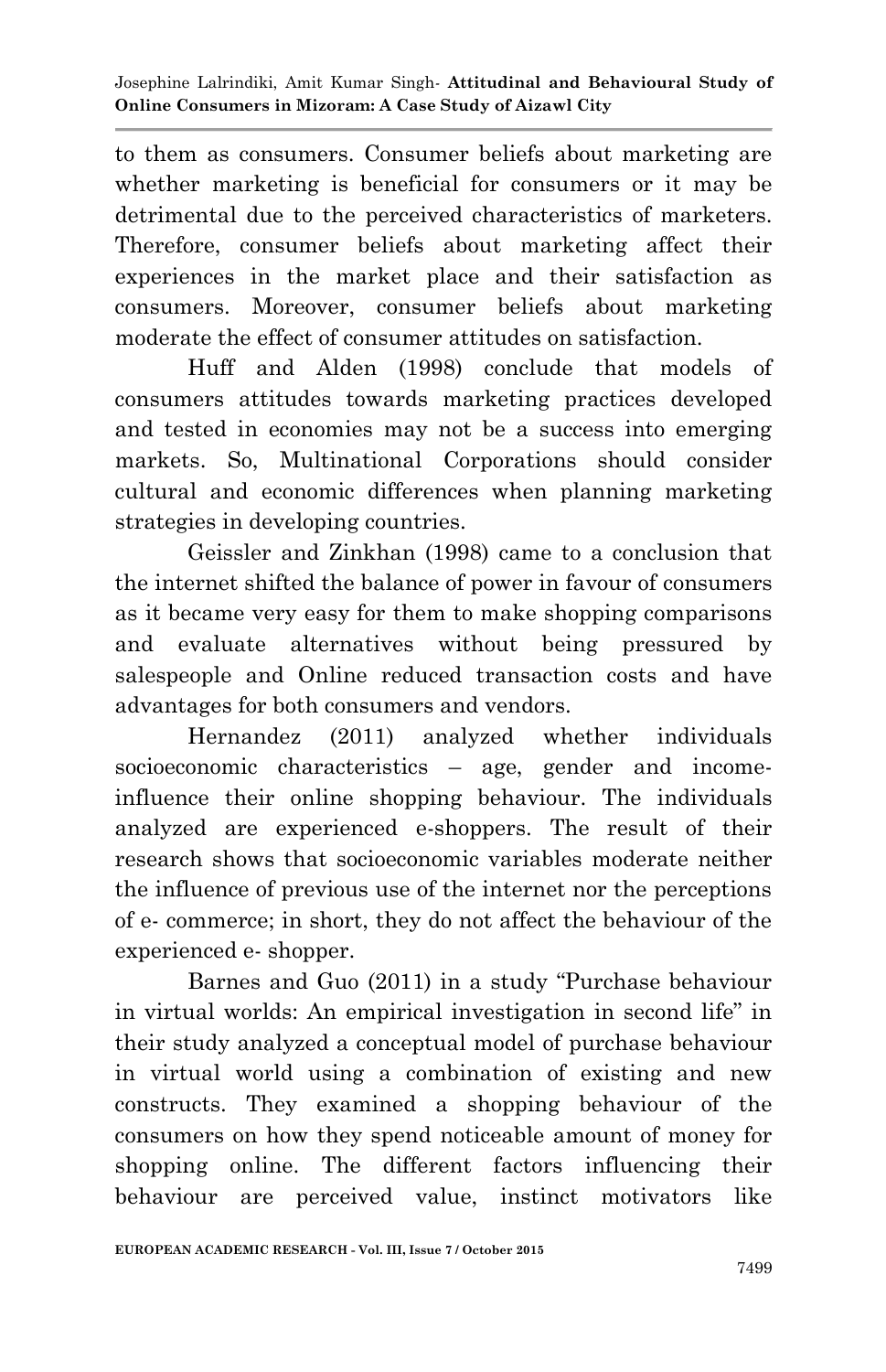to them as consumers. Consumer beliefs about marketing are whether marketing is beneficial for consumers or it may be detrimental due to the perceived characteristics of marketers. Therefore, consumer beliefs about marketing affect their experiences in the market place and their satisfaction as consumers. Moreover, consumer beliefs about marketing moderate the effect of consumer attitudes on satisfaction.

Huff and Alden (1998) conclude that models of consumers attitudes towards marketing practices developed and tested in economies may not be a success into emerging markets. So, Multinational Corporations should consider cultural and economic differences when planning marketing strategies in developing countries.

Geissler and Zinkhan (1998) came to a conclusion that the internet shifted the balance of power in favour of consumers as it became very easy for them to make shopping comparisons and evaluate alternatives without being pressured by salespeople and Online reduced transaction costs and have advantages for both consumers and vendors.

Hernandez (2011) analyzed whether individuals socioeconomic characteristics – age, gender and income- influence their online shopping behaviour. The individuals analyzed are experienced e-shoppers. The result of their research shows that socioeconomic variables moderate neither the influence of previous use of the internet nor the perceptions of e- commerce; in short, they do not affect the behaviour of the experienced e- shopper.

Barnes and Guo (2011) in a study "Purchase behaviour in virtual worlds: An empirical investigation in second life" in their study analyzed a conceptual model of purchase behaviour in virtual world using a combination of existing and new constructs. They examined a shopping behaviour of the consumers on how they spend noticeable amount of money for shopping online. The different factors influencing their behaviour are perceived value, instinct motivators like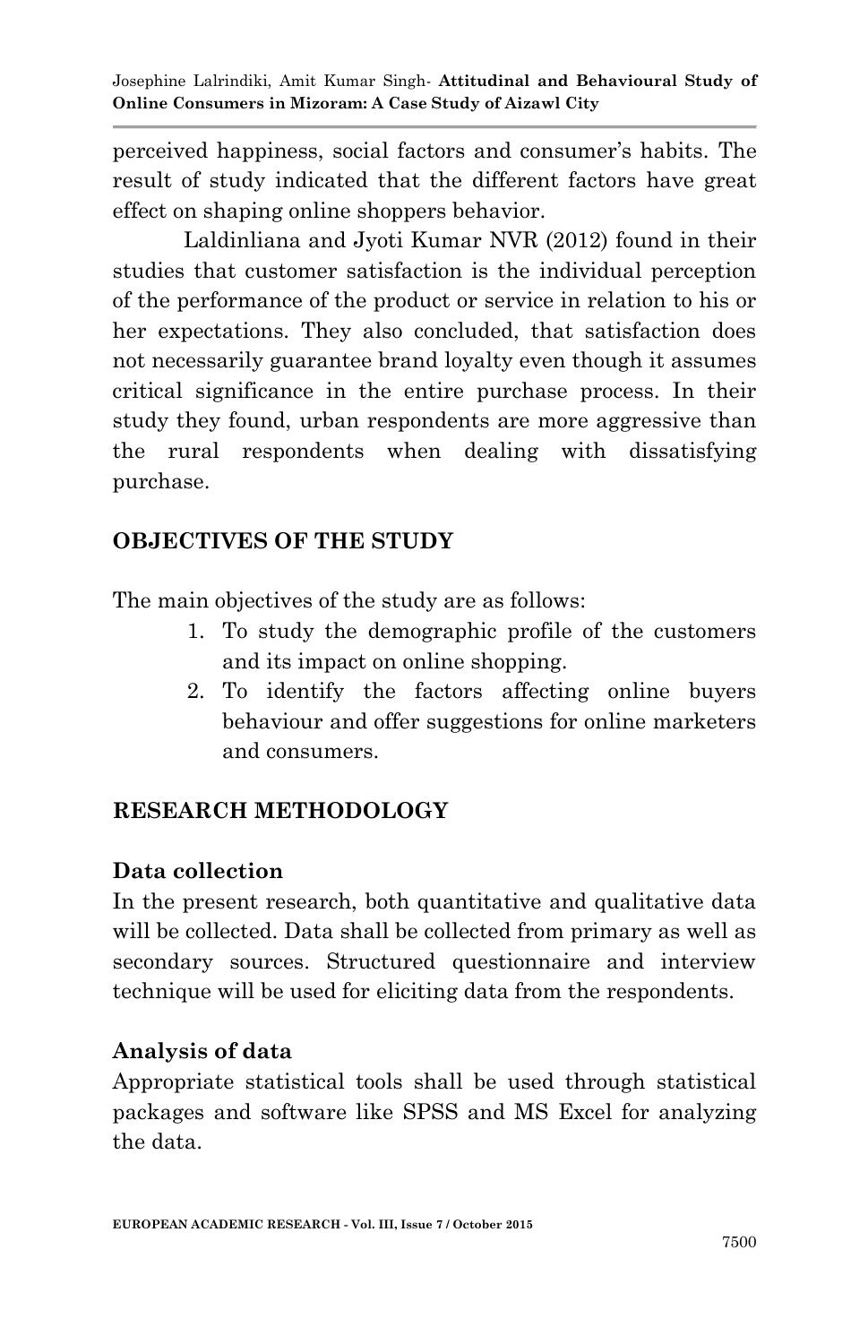perceived happiness, social factors and consumer's habits. The result of study indicated that the different factors have great effect on shaping online shoppers behavior.

Laldinliana and Jyoti Kumar NVR (2012) found in their studies that customer satisfaction is the individual perception of the performance of the product or service in relation to his or her expectations. They also concluded, that satisfaction does not necessarily guarantee brand loyalty even though it assumes critical significance in the entire purchase process. In their study they found, urban respondents are more aggressive than the rural respondents when dealing with dissatisfying purchase.

## OBJECTIVES OF THE STUDY

The main objectives of the study are as follows:

1. To study the demographic profile of the customers and its impact on online shopping.
2. To identify the factors affecting online buyers behaviour and offer suggestions for online marketers and consumers.

## RESEARCH METHODOLOGY

### Data collection

In the present research, both quantitative and qualitative data will be collected. Data shall be collected from primary as well as secondary sources. Structured questionnaire and interview technique will be used for eliciting data from the respondents.

### Analysis of data

Appropriate statistical tools shall be used through statistical packages and software like SPSS and MS Excel for analyzing the data.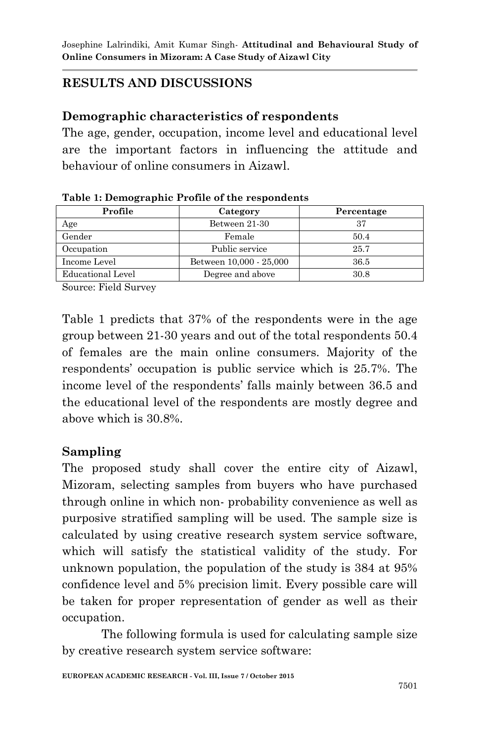## RESULTS AND DISCUSSIONS

### Demographic characteristics of respondents

The age, gender, occupation, income level and educational level are the important factors in influencing the attitude and behaviour of online consumers in Aizawl.

**Table 1: Demographic Profile of the respondents**

| Profile | Category | Percentage |
|---|---|---|
| Age | Between 21-30 | 37 |
| Gender | Female | 50.4 |
| Occupation | Public service | 25.7 |
| Income Level | Between 10,000 - 25,000 | 36.5 |
| Educational Level | Degree and above | 30.8 |

Source: Field Survey

Table 1 predicts that 37% of the respondents were in the age group between 21-30 years and out of the total respondents 50.4 of females are the main online consumers. Majority of the respondents' occupation is public service which is 25.7%. The income level of the respondents' falls mainly between 36.5 and the educational level of the respondents are mostly degree and above which is 30.8%.

### Sampling

The proposed study shall cover the entire city of Aizawl, Mizoram, selecting samples from buyers who have purchased through online in which non- probability convenience as well as purposive stratified sampling will be used. The sample size is calculated by using creative research system service software, which will satisfy the statistical validity of the study. For unknown population, the population of the study is 384 at 95% confidence level and 5% precision limit. Every possible care will be taken for proper representation of gender as well as their occupation.

The following formula is used for calculating sample size by creative research system service software: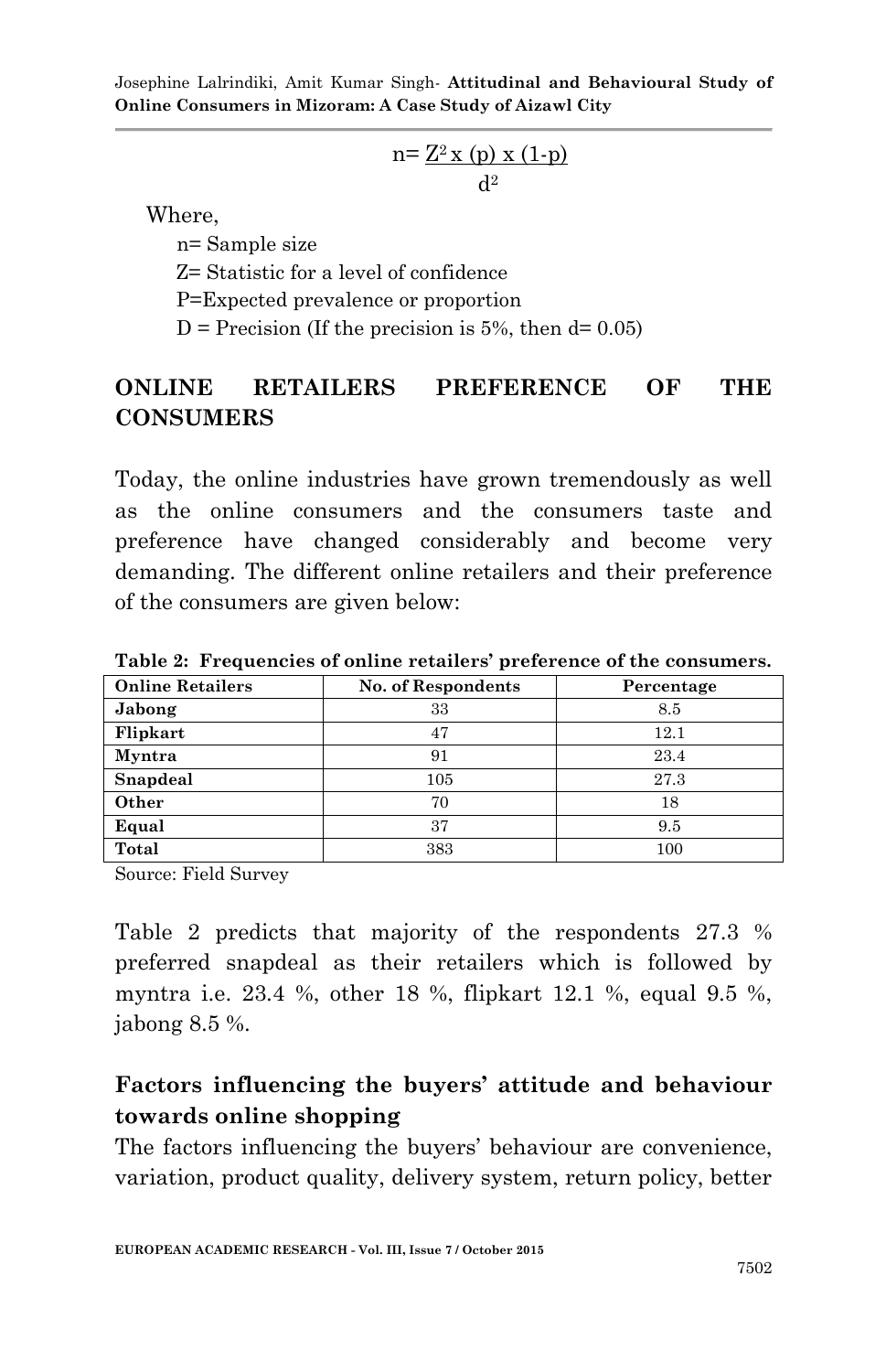$$n = \frac{Z^2 \times (p) \times (1-p)}{d^2}$$

Where,

n= Sample size

Z= Statistic for a level of confidence

P=Expected prevalence or proportion

D = Precision (If the precision is 5%, then d= 0.05)

## ONLINE RETAILERS PREFERENCE OF THE CONSUMERS

Today, the online industries have grown tremendously as well as the online consumers and the consumers taste and preference have changed considerably and become very demanding. The different online retailers and their preference of the consumers are given below:

**Table 2: Frequencies of online retailers' preference of the consumers.**

| Online Retailers | No. of Respondents | Percentage |
|---|---|---|
| **Jabong** | 33 | 8.5 |
| **Flipkart** | 47 | 12.1 |
| **Myntra** | 91 | 23.4 |
| **Snapdeal** | 105 | 27.3 |
| **Other** | 70 | 18 |
| **Equal** | 37 | 9.5 |
| **Total** | 383 | 100 |

Source: Field Survey

Table 2 predicts that majority of the respondents 27.3 % preferred snapdeal as their retailers which is followed by myntra i.e. 23.4 %, other 18 %, flipkart 12.1 %, equal 9.5 %, jabong 8.5 %.

## Factors influencing the buyers' attitude and behaviour towards online shopping

The factors influencing the buyers' behaviour are convenience, variation, product quality, delivery system, return policy, better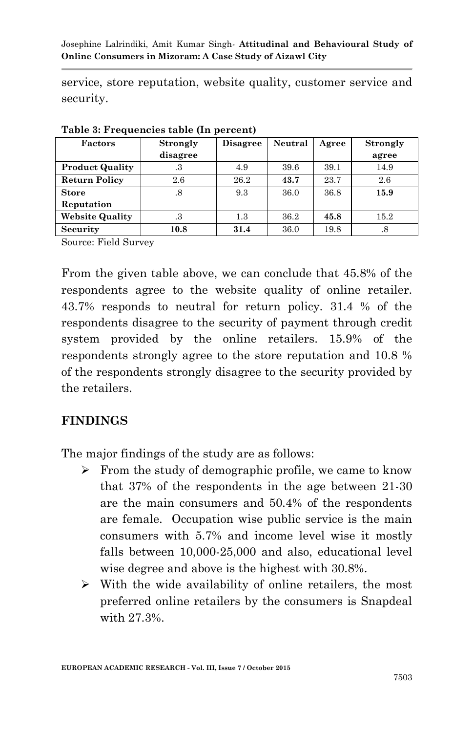service, store reputation, website quality, customer service and security.

**Table 3: Frequencies table (In percent)**

| Factors | Strongly disagree | Disagree | Neutral | Agree | Strongly agree |
|---|---|---|---|---|---|
| **Product Quality** | .3 | 4.9 | 39.6 | 39.1 | 14.9 |
| **Return Policy** | 2.6 | 26.2 | **43.7** | 23.7 | 2.6 |
| **Store Reputation** | .8 | 9.3 | 36.0 | 36.8 | **15.9** |
| **Website Quality** | .3 | 1.3 | 36.2 | **45.8** | 15.2 |
| **Security** | **10.8** | **31.4** | 36.0 | 19.8 | .8 |

Source: Field Survey

From the given table above, we can conclude that 45.8% of the respondents agree to the website quality of online retailer. 43.7% responds to neutral for return policy. 31.4 % of the respondents disagree to the security of payment through credit system provided by the online retailers. 15.9% of the respondents strongly agree to the store reputation and 10.8 % of the respondents strongly disagree to the security provided by the retailers.

## FINDINGS

The major findings of the study are as follows:

- From the study of demographic profile, we came to know that 37% of the respondents in the age between 21-30 are the main consumers and 50.4% of the respondents are female. Occupation wise public service is the main consumers with 5.7% and income level wise it mostly falls between 10,000-25,000 and also, educational level wise degree and above is the highest with 30.8%.
- With the wide availability of online retailers, the most preferred online retailers by the consumers is Snapdeal with 27.3%.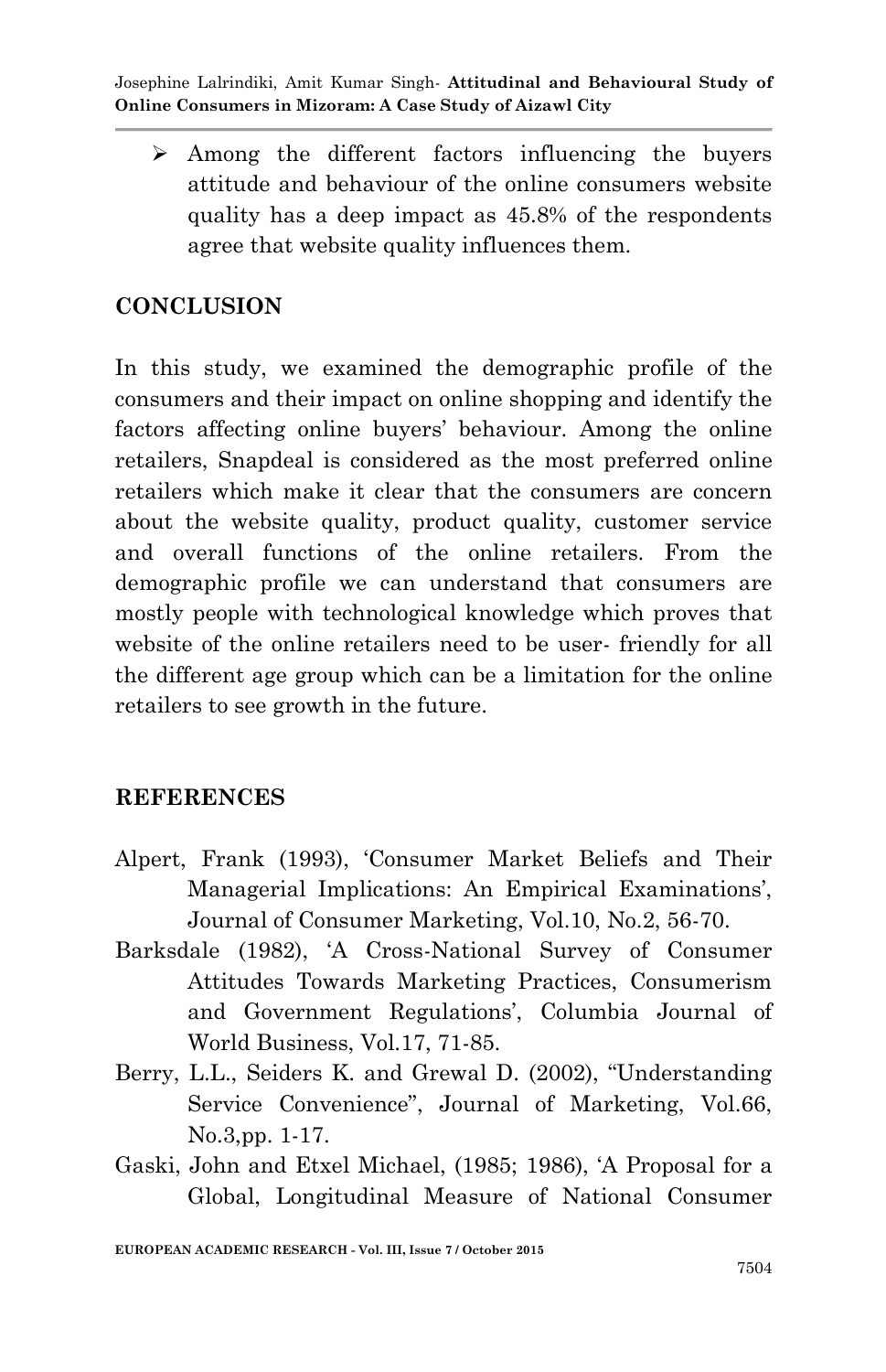- Among the different factors influencing the buyers attitude and behaviour of the online consumers website quality has a deep impact as 45.8% of the respondents agree that website quality influences them.

## CONCLUSION

In this study, we examined the demographic profile of the consumers and their impact on online shopping and identify the factors affecting online buyers' behaviour. Among the online retailers, Snapdeal is considered as the most preferred online retailers which make it clear that the consumers are concern about the website quality, product quality, customer service and overall functions of the online retailers. From the demographic profile we can understand that consumers are mostly people with technological knowledge which proves that website of the online retailers need to be user- friendly for all the different age group which can be a limitation for the online retailers to see growth in the future.

## REFERENCES

Alpert, Frank (1993), 'Consumer Market Beliefs and Their Managerial Implications: An Empirical Examinations', Journal of Consumer Marketing, Vol.10, No.2, 56-70.

Barksdale (1982), 'A Cross-National Survey of Consumer Attitudes Towards Marketing Practices, Consumerism and Government Regulations', Columbia Journal of World Business, Vol.17, 71-85.

Berry, L.L., Seiders K. and Grewal D. (2002), "Understanding Service Convenience", Journal of Marketing, Vol.66, No.3,pp. 1-17.

Gaski, John and Etxel Michael, (1985; 1986), 'A Proposal for a Global, Longitudinal Measure of National Consumer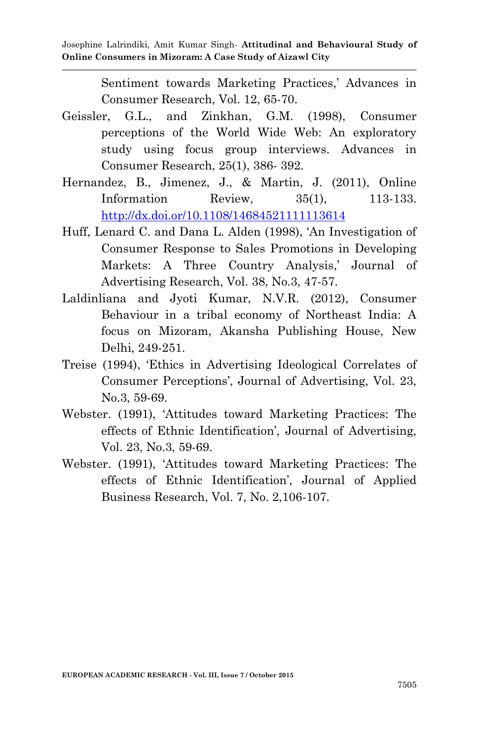Sentiment towards Marketing Practices,' Advances in Consumer Research, Vol. 12, 65-70.

Geissler, G.L., and Zinkhan, G.M. (1998), Consumer perceptions of the World Wide Web: An exploratory study using focus group interviews. Advances in Consumer Research, 25(1), 386- 392.

Hernandez, B., Jimenez, J., & Martin, J. (2011), Online Information Review, 35(1), 113-133. http://dx.doi.or/10.1108/14684521111113614

Huff, Lenard C. and Dana L. Alden (1998), 'An Investigation of Consumer Response to Sales Promotions in Developing Markets: A Three Country Analysis,' Journal of Advertising Research, Vol. 38, No.3, 47-57.

Laldinliana and Jyoti Kumar, N.V.R. (2012), Consumer Behaviour in a tribal economy of Northeast India: A focus on Mizoram, Akansha Publishing House, New Delhi, 249-251.

Treise (1994), 'Ethics in Advertising Ideological Correlates of Consumer Perceptions', Journal of Advertising, Vol. 23, No.3, 59-69.

Webster. (1991), 'Attitudes toward Marketing Practices: The effects of Ethnic Identification', Journal of Advertising, Vol. 23, No.3, 59-69.

Webster. (1991), 'Attitudes toward Marketing Practices: The effects of Ethnic Identification', Journal of Applied Business Research, Vol. 7, No. 2,106-107.